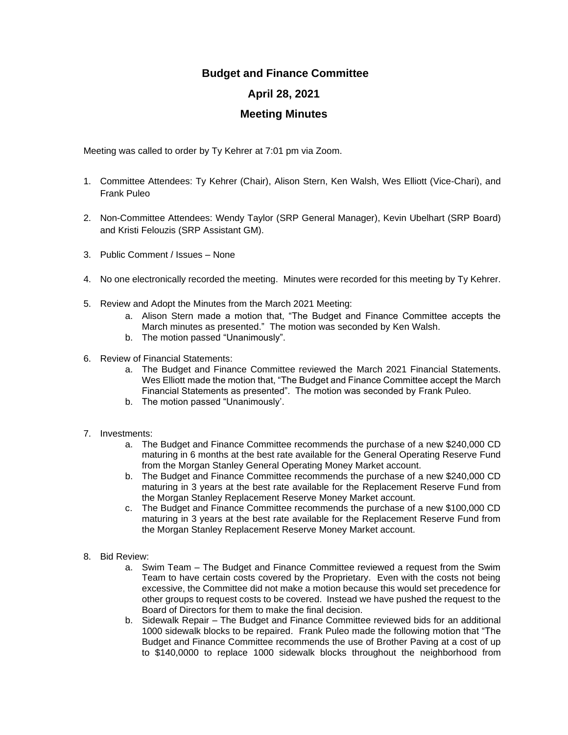# Budget and Finance Committee

## April 28, 2021

## Meeting Minutes

Meeting was called to order by Ty Kehrer at 7:01 pm via Zoom.

1. Committee Attendees: Ty Kehrer (Chair), Alison Stern, Ken Walsh, Wes Elliott (Vice-Chari), and Frank Puleo

2. Non-Committee Attendees: Wendy Taylor (SRP General Manager), Kevin Ubelhart (SRP Board) and Kristi Felouzis (SRP Assistant GM).

3. Public Comment / Issues – None

4. No one electronically recorded the meeting. Minutes were recorded for this meeting by Ty Kehrer.

5. Review and Adopt the Minutes from the March 2021 Meeting:
   a. Alison Stern made a motion that, "The Budget and Finance Committee accepts the March minutes as presented." The motion was seconded by Ken Walsh.
   b. The motion passed "Unanimously".

6. Review of Financial Statements:
   a. The Budget and Finance Committee reviewed the March 2021 Financial Statements. Wes Elliott made the motion that, "The Budget and Finance Committee accept the March Financial Statements as presented". The motion was seconded by Frank Puleo.
   b. The motion passed "Unanimously'.

7. Investments:
   a. The Budget and Finance Committee recommends the purchase of a new $240,000 CD maturing in 6 months at the best rate available for the General Operating Reserve Fund from the Morgan Stanley General Operating Money Market account.
   b. The Budget and Finance Committee recommends the purchase of a new $240,000 CD maturing in 3 years at the best rate available for the Replacement Reserve Fund from the Morgan Stanley Replacement Reserve Money Market account.
   c. The Budget and Finance Committee recommends the purchase of a new $100,000 CD maturing in 3 years at the best rate available for the Replacement Reserve Fund from the Morgan Stanley Replacement Reserve Money Market account.

8. Bid Review:
   a. Swim Team – The Budget and Finance Committee reviewed a request from the Swim Team to have certain costs covered by the Proprietary. Even with the costs not being excessive, the Committee did not make a motion because this would set precedence for other groups to request costs to be covered. Instead we have pushed the request to the Board of Directors for them to make the final decision.
   b. Sidewalk Repair – The Budget and Finance Committee reviewed bids for an additional 1000 sidewalk blocks to be repaired. Frank Puleo made the following motion that "The Budget and Finance Committee recommends the use of Brother Paving at a cost of up to $140,0000 to replace 1000 sidewalk blocks throughout the neighborhood from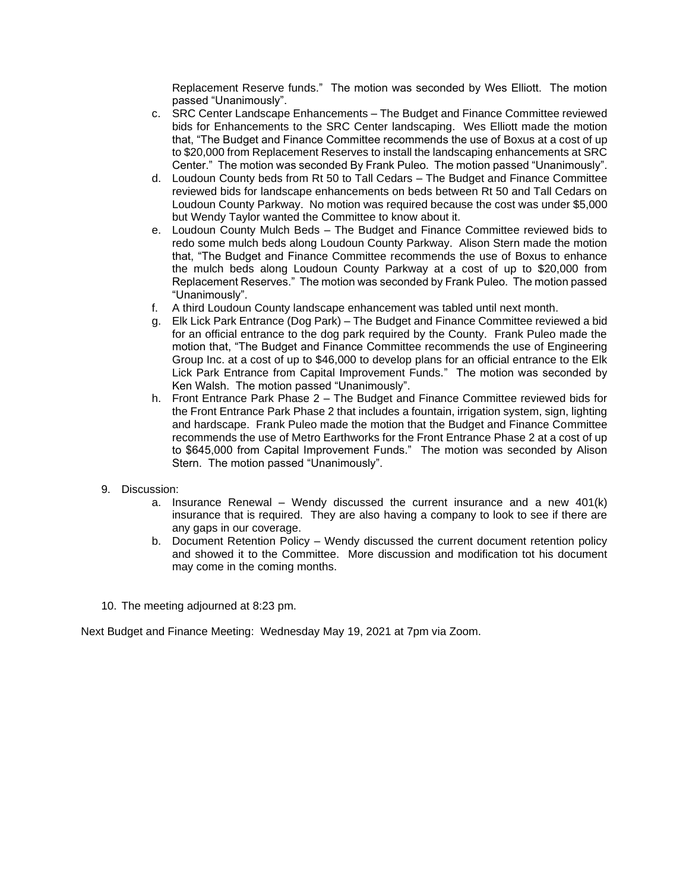Replacement Reserve funds." The motion was seconded by Wes Elliott. The motion passed "Unanimously".

c. SRC Center Landscape Enhancements – The Budget and Finance Committee reviewed bids for Enhancements to the SRC Center landscaping. Wes Elliott made the motion that, "The Budget and Finance Committee recommends the use of Boxus at a cost of up to $20,000 from Replacement Reserves to install the landscaping enhancements at SRC Center." The motion was seconded By Frank Puleo. The motion passed "Unanimously".

d. Loudoun County beds from Rt 50 to Tall Cedars – The Budget and Finance Committee reviewed bids for landscape enhancements on beds between Rt 50 and Tall Cedars on Loudoun County Parkway. No motion was required because the cost was under $5,000 but Wendy Taylor wanted the Committee to know about it.

e. Loudoun County Mulch Beds – The Budget and Finance Committee reviewed bids to redo some mulch beds along Loudoun County Parkway. Alison Stern made the motion that, "The Budget and Finance Committee recommends the use of Boxus to enhance the mulch beds along Loudoun County Parkway at a cost of up to $20,000 from Replacement Reserves." The motion was seconded by Frank Puleo. The motion passed "Unanimously".

f. A third Loudoun County landscape enhancement was tabled until next month.

g. Elk Lick Park Entrance (Dog Park) – The Budget and Finance Committee reviewed a bid for an official entrance to the dog park required by the County. Frank Puleo made the motion that, "The Budget and Finance Committee recommends the use of Engineering Group Inc. at a cost of up to $46,000 to develop plans for an official entrance to the Elk Lick Park Entrance from Capital Improvement Funds." The motion was seconded by Ken Walsh. The motion passed "Unanimously".

h. Front Entrance Park Phase 2 – The Budget and Finance Committee reviewed bids for the Front Entrance Park Phase 2 that includes a fountain, irrigation system, sign, lighting and hardscape. Frank Puleo made the motion that the Budget and Finance Committee recommends the use of Metro Earthworks for the Front Entrance Phase 2 at a cost of up to $645,000 from Capital Improvement Funds." The motion was seconded by Alison Stern. The motion passed "Unanimously".

9. Discussion:
   a. Insurance Renewal – Wendy discussed the current insurance and a new 401(k) insurance that is required. They are also having a company to look to see if there are any gaps in our coverage.
   b. Document Retention Policy – Wendy discussed the current document retention policy and showed it to the Committee. More discussion and modification tot his document may come in the coming months.

10. The meeting adjourned at 8:23 pm.

Next Budget and Finance Meeting: Wednesday May 19, 2021 at 7pm via Zoom.